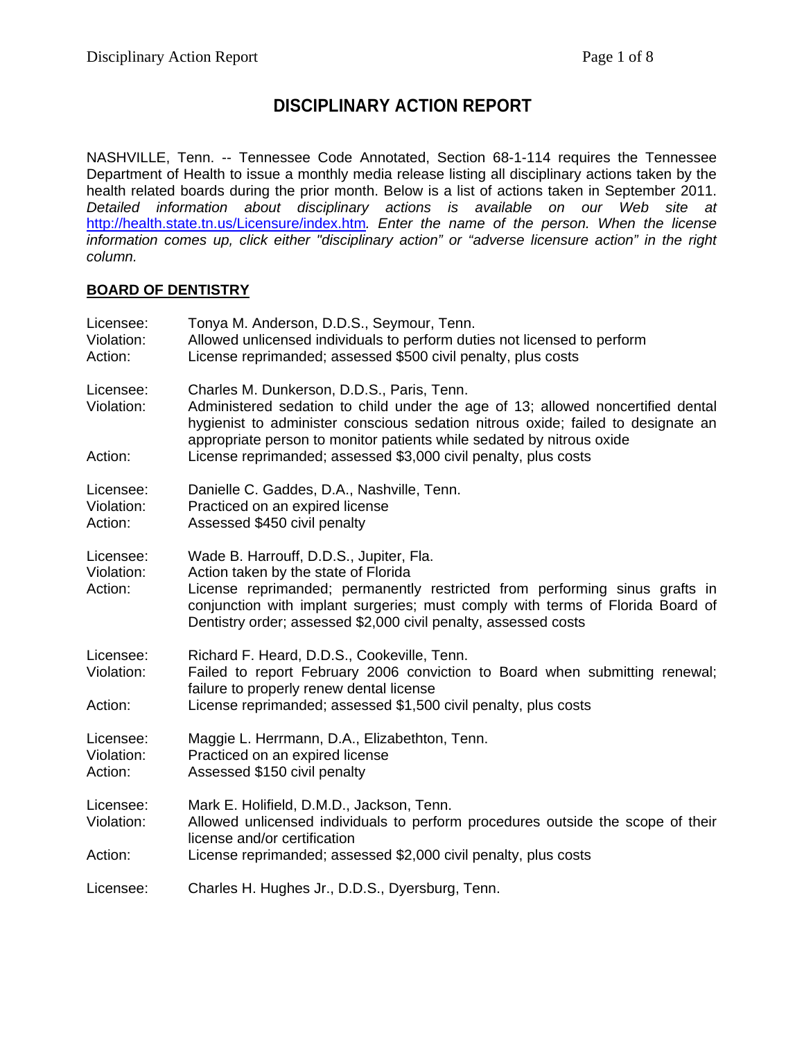# DISCIPLINARY ACTION REPORT

NASHVILLE, Tenn. -- Tennessee Code Annotated, Section 68-1-114 requires the Tennessee Department of Health to issue a monthly media release listing all disciplinary actions taken by the health related boards during the prior month. Below is a list of actions taken in September 2011. *Detailed information about disciplinary actions is available on our Web site at* http://health.state.tn.us/Licensure/index.htm*. Enter the name of the person. When the license information comes up, click either "disciplinary action" or "adverse licensure action" in the right column.*

## BOARD OF DENTISTRY

Licensee: Tonya M. Anderson, D.D.S., Seymour, Tenn.
Violation: Allowed unlicensed individuals to perform duties not licensed to perform
Action: License reprimanded; assessed $500 civil penalty, plus costs

Licensee: Charles M. Dunkerson, D.D.S., Paris, Tenn.
Violation: Administered sedation to child under the age of 13; allowed noncertified dental hygienist to administer conscious sedation nitrous oxide; failed to designate an appropriate person to monitor patients while sedated by nitrous oxide
Action: License reprimanded; assessed $3,000 civil penalty, plus costs

Licensee: Danielle C. Gaddes, D.A., Nashville, Tenn.
Violation: Practiced on an expired license
Action: Assessed $450 civil penalty

Licensee: Wade B. Harrouff, D.D.S., Jupiter, Fla.
Violation: Action taken by the state of Florida
Action: License reprimanded; permanently restricted from performing sinus grafts in conjunction with implant surgeries; must comply with terms of Florida Board of Dentistry order; assessed $2,000 civil penalty, assessed costs

Licensee: Richard F. Heard, D.D.S., Cookeville, Tenn.
Violation: Failed to report February 2006 conviction to Board when submitting renewal; failure to properly renew dental license
Action: License reprimanded; assessed $1,500 civil penalty, plus costs

Licensee: Maggie L. Herrmann, D.A., Elizabethton, Tenn.
Violation: Practiced on an expired license
Action: Assessed $150 civil penalty

Licensee: Mark E. Holifield, D.M.D., Jackson, Tenn.
Violation: Allowed unlicensed individuals to perform procedures outside the scope of their license and/or certification
Action: License reprimanded; assessed $2,000 civil penalty, plus costs

Licensee: Charles H. Hughes Jr., D.D.S., Dyersburg, Tenn.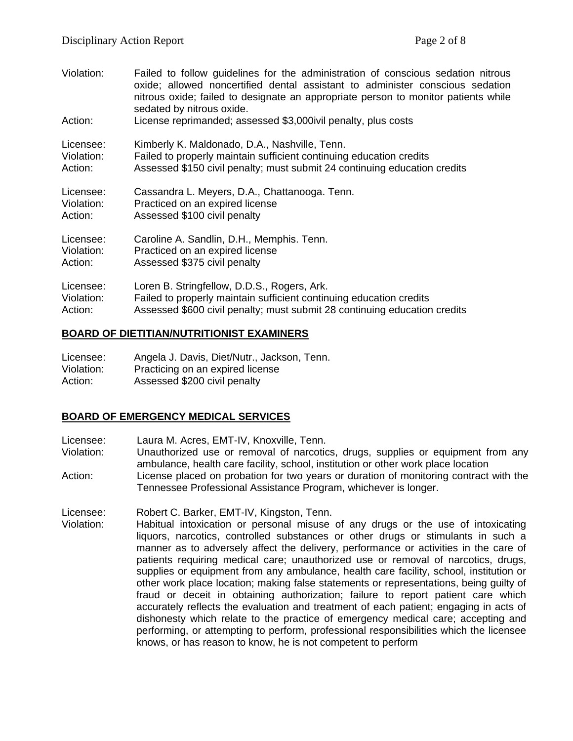Violation: Failed to follow guidelines for the administration of conscious sedation nitrous oxide; allowed noncertified dental assistant to administer conscious sedation nitrous oxide; failed to designate an appropriate person to monitor patients while sedated by nitrous oxide.
Action: License reprimanded; assessed $3,000ivil penalty, plus costs

Licensee: Kimberly K. Maldonado, D.A., Nashville, Tenn.
Violation: Failed to properly maintain sufficient continuing education credits
Action: Assessed $150 civil penalty; must submit 24 continuing education credits

Licensee: Cassandra L. Meyers, D.A., Chattanooga. Tenn.
Violation: Practiced on an expired license
Action: Assessed $100 civil penalty

Licensee: Caroline A. Sandlin, D.H., Memphis. Tenn.
Violation: Practiced on an expired license
Action: Assessed $375 civil penalty

Licensee: Loren B. Stringfellow, D.D.S., Rogers, Ark.
Violation: Failed to properly maintain sufficient continuing education credits
Action: Assessed $600 civil penalty; must submit 28 continuing education credits

## BOARD OF DIETITIAN/NUTRITIONIST EXAMINERS

Licensee: Angela J. Davis, Diet/Nutr., Jackson, Tenn.
Violation: Practicing on an expired license
Action: Assessed $200 civil penalty

## BOARD OF EMERGENCY MEDICAL SERVICES

Licensee: Laura M. Acres, EMT-IV, Knoxville, Tenn.
Violation: Unauthorized use or removal of narcotics, drugs, supplies or equipment from any ambulance, health care facility, school, institution or other work place location
Action: License placed on probation for two years or duration of monitoring contract with the Tennessee Professional Assistance Program, whichever is longer.

Licensee: Robert C. Barker, EMT-IV, Kingston, Tenn.
Violation: Habitual intoxication or personal misuse of any drugs or the use of intoxicating liquors, narcotics, controlled substances or other drugs or stimulants in such a manner as to adversely affect the delivery, performance or activities in the care of patients requiring medical care; unauthorized use or removal of narcotics, drugs, supplies or equipment from any ambulance, health care facility, school, institution or other work place location; making false statements or representations, being guilty of fraud or deceit in obtaining authorization; failure to report patient care which accurately reflects the evaluation and treatment of each patient; engaging in acts of dishonesty which relate to the practice of emergency medical care; accepting and performing, or attempting to perform, professional responsibilities which the licensee knows, or has reason to know, he is not competent to perform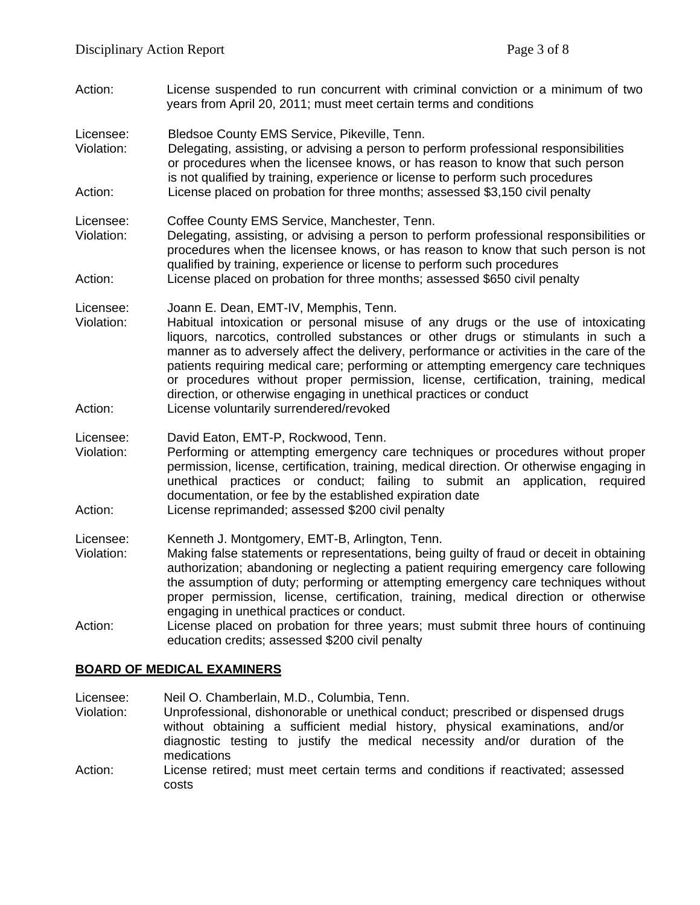Action: License suspended to run concurrent with criminal conviction or a minimum of two years from April 20, 2011; must meet certain terms and conditions

Licensee: Bledsoe County EMS Service, Pikeville, Tenn.
Violation: Delegating, assisting, or advising a person to perform professional responsibilities or procedures when the licensee knows, or has reason to know that such person is not qualified by training, experience or license to perform such procedures
Action: License placed on probation for three months; assessed $3,150 civil penalty

Licensee: Coffee County EMS Service, Manchester, Tenn.
Violation: Delegating, assisting, or advising a person to perform professional responsibilities or procedures when the licensee knows, or has reason to know that such person is not qualified by training, experience or license to perform such procedures
Action: License placed on probation for three months; assessed $650 civil penalty

Licensee: Joann E. Dean, EMT-IV, Memphis, Tenn.
Violation: Habitual intoxication or personal misuse of any drugs or the use of intoxicating liquors, narcotics, controlled substances or other drugs or stimulants in such a manner as to adversely affect the delivery, performance or activities in the care of the patients requiring medical care; performing or attempting emergency care techniques or procedures without proper permission, license, certification, training, medical direction, or otherwise engaging in unethical practices or conduct
Action: License voluntarily surrendered/revoked

Licensee: David Eaton, EMT-P, Rockwood, Tenn.
Violation: Performing or attempting emergency care techniques or procedures without proper permission, license, certification, training, medical direction. Or otherwise engaging in unethical practices or conduct; failing to submit an application, required documentation, or fee by the established expiration date
Action: License reprimanded; assessed $200 civil penalty

Licensee: Kenneth J. Montgomery, EMT-B, Arlington, Tenn.
Violation: Making false statements or representations, being guilty of fraud or deceit in obtaining authorization; abandoning or neglecting a patient requiring emergency care following the assumption of duty; performing or attempting emergency care techniques without proper permission, license, certification, training, medical direction or otherwise engaging in unethical practices or conduct.
Action: License placed on probation for three years; must submit three hours of continuing education credits; assessed $200 civil penalty

## BOARD OF MEDICAL EXAMINERS

Licensee: Neil O. Chamberlain, M.D., Columbia, Tenn.
Violation: Unprofessional, dishonorable or unethical conduct; prescribed or dispensed drugs without obtaining a sufficient medial history, physical examinations, and/or diagnostic testing to justify the medical necessity and/or duration of the medications
Action: License retired; must meet certain terms and conditions if reactivated; assessed costs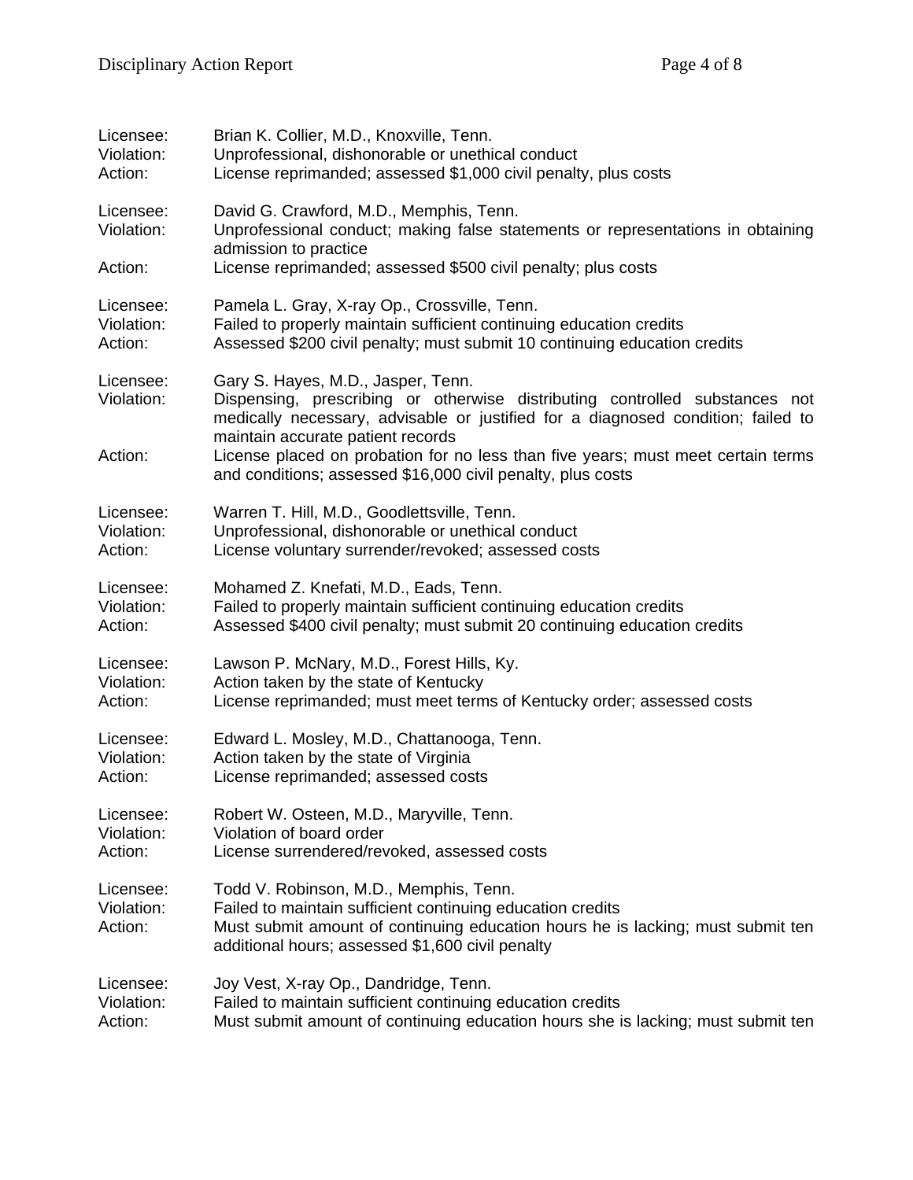Licensee: Brian K. Collier, M.D., Knoxville, Tenn.
Violation: Unprofessional, dishonorable or unethical conduct
Action: License reprimanded; assessed $1,000 civil penalty, plus costs

Licensee: David G. Crawford, M.D., Memphis, Tenn.
Violation: Unprofessional conduct; making false statements or representations in obtaining admission to practice
Action: License reprimanded; assessed $500 civil penalty; plus costs

Licensee: Pamela L. Gray, X-ray Op., Crossville, Tenn.
Violation: Failed to properly maintain sufficient continuing education credits
Action: Assessed $200 civil penalty; must submit 10 continuing education credits

Licensee: Gary S. Hayes, M.D., Jasper, Tenn.
Violation: Dispensing, prescribing or otherwise distributing controlled substances not medically necessary, advisable or justified for a diagnosed condition; failed to maintain accurate patient records
Action: License placed on probation for no less than five years; must meet certain terms and conditions; assessed $16,000 civil penalty, plus costs

Licensee: Warren T. Hill, M.D., Goodlettsville, Tenn.
Violation: Unprofessional, dishonorable or unethical conduct
Action: License voluntary surrender/revoked; assessed costs

Licensee: Mohamed Z. Knefati, M.D., Eads, Tenn.
Violation: Failed to properly maintain sufficient continuing education credits
Action: Assessed $400 civil penalty; must submit 20 continuing education credits

Licensee: Lawson P. McNary, M.D., Forest Hills, Ky.
Violation: Action taken by the state of Kentucky
Action: License reprimanded; must meet terms of Kentucky order; assessed costs

Licensee: Edward L. Mosley, M.D., Chattanooga, Tenn.
Violation: Action taken by the state of Virginia
Action: License reprimanded; assessed costs

Licensee: Robert W. Osteen, M.D., Maryville, Tenn.
Violation: Violation of board order
Action: License surrendered/revoked, assessed costs

Licensee: Todd V. Robinson, M.D., Memphis, Tenn.
Violation: Failed to maintain sufficient continuing education credits
Action: Must submit amount of continuing education hours he is lacking; must submit ten additional hours; assessed $1,600 civil penalty

Licensee: Joy Vest, X-ray Op., Dandridge, Tenn.
Violation: Failed to maintain sufficient continuing education credits
Action: Must submit amount of continuing education hours she is lacking; must submit ten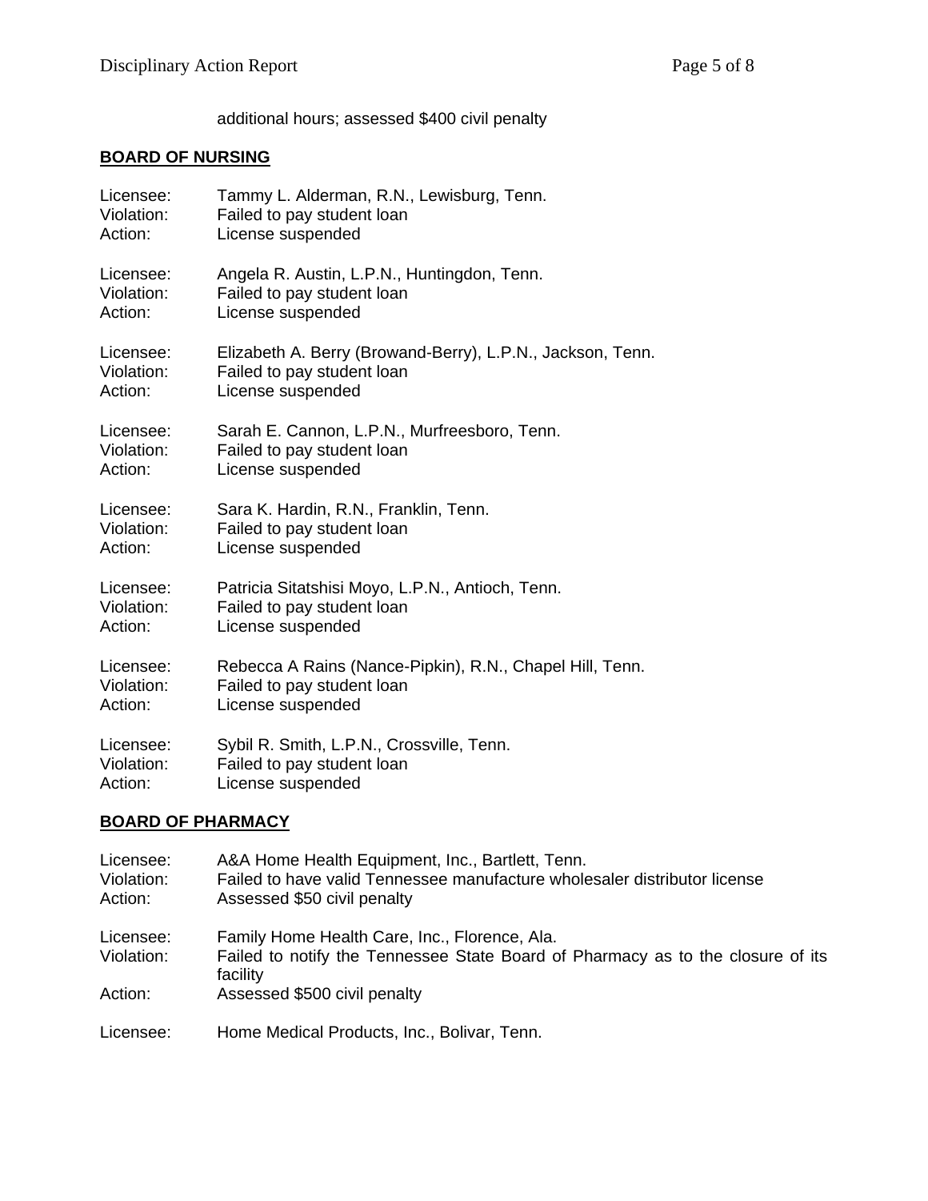additional hours; assessed $400 civil penalty

## BOARD OF NURSING

Licensee: Tammy L. Alderman, R.N., Lewisburg, Tenn.
Violation: Failed to pay student loan
Action: License suspended

Licensee: Angela R. Austin, L.P.N., Huntingdon, Tenn.
Violation: Failed to pay student loan
Action: License suspended

Licensee: Elizabeth A. Berry (Browand-Berry), L.P.N., Jackson, Tenn.
Violation: Failed to pay student loan
Action: License suspended

Licensee: Sarah E. Cannon, L.P.N., Murfreesboro, Tenn.
Violation: Failed to pay student loan
Action: License suspended

Licensee: Sara K. Hardin, R.N., Franklin, Tenn.
Violation: Failed to pay student loan
Action: License suspended

Licensee: Patricia Sitatshisi Moyo, L.P.N., Antioch, Tenn.
Violation: Failed to pay student loan
Action: License suspended

Licensee: Rebecca A Rains (Nance-Pipkin), R.N., Chapel Hill, Tenn.
Violation: Failed to pay student loan
Action: License suspended

Licensee: Sybil R. Smith, L.P.N., Crossville, Tenn.
Violation: Failed to pay student loan
Action: License suspended

## BOARD OF PHARMACY

Licensee: A&A Home Health Equipment, Inc., Bartlett, Tenn.
Violation: Failed to have valid Tennessee manufacture wholesaler distributor license
Action: Assessed $50 civil penalty

Licensee: Family Home Health Care, Inc., Florence, Ala.
Violation: Failed to notify the Tennessee State Board of Pharmacy as to the closure of its facility
Action: Assessed $500 civil penalty

Licensee: Home Medical Products, Inc., Bolivar, Tenn.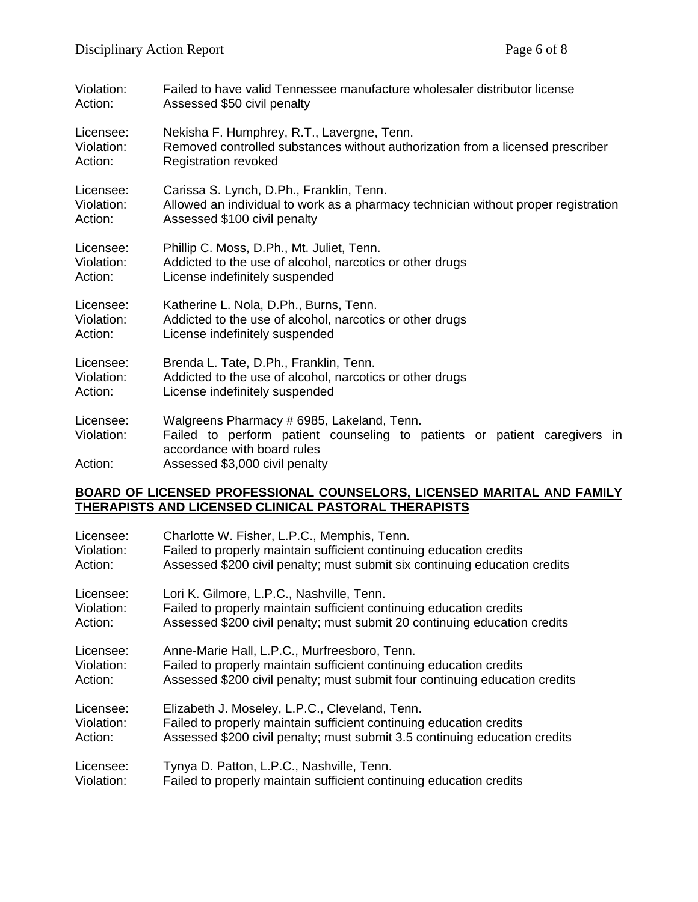Violation: Failed to have valid Tennessee manufacture wholesaler distributor license
Action: Assessed $50 civil penalty

Licensee: Nekisha F. Humphrey, R.T., Lavergne, Tenn.
Violation: Removed controlled substances without authorization from a licensed prescriber
Action: Registration revoked

Licensee: Carissa S. Lynch, D.Ph., Franklin, Tenn.
Violation: Allowed an individual to work as a pharmacy technician without proper registration
Action: Assessed $100 civil penalty

Licensee: Phillip C. Moss, D.Ph., Mt. Juliet, Tenn.
Violation: Addicted to the use of alcohol, narcotics or other drugs
Action: License indefinitely suspended

Licensee: Katherine L. Nola, D.Ph., Burns, Tenn.
Violation: Addicted to the use of alcohol, narcotics or other drugs
Action: License indefinitely suspended

Licensee: Brenda L. Tate, D.Ph., Franklin, Tenn.
Violation: Addicted to the use of alcohol, narcotics or other drugs
Action: License indefinitely suspended

Licensee: Walgreens Pharmacy # 6985, Lakeland, Tenn.
Violation: Failed to perform patient counseling to patients or patient caregivers in accordance with board rules
Action: Assessed $3,000 civil penalty

## BOARD OF LICENSED PROFESSIONAL COUNSELORS, LICENSED MARITAL AND FAMILY THERAPISTS AND LICENSED CLINICAL PASTORAL THERAPISTS

Licensee: Charlotte W. Fisher, L.P.C., Memphis, Tenn.
Violation: Failed to properly maintain sufficient continuing education credits
Action: Assessed $200 civil penalty; must submit six continuing education credits

Licensee: Lori K. Gilmore, L.P.C., Nashville, Tenn.
Violation: Failed to properly maintain sufficient continuing education credits
Action: Assessed $200 civil penalty; must submit 20 continuing education credits

Licensee: Anne-Marie Hall, L.P.C., Murfreesboro, Tenn.
Violation: Failed to properly maintain sufficient continuing education credits
Action: Assessed $200 civil penalty; must submit four continuing education credits

Licensee: Elizabeth J. Moseley, L.P.C., Cleveland, Tenn.
Violation: Failed to properly maintain sufficient continuing education credits
Action: Assessed $200 civil penalty; must submit 3.5 continuing education credits

Licensee: Tynya D. Patton, L.P.C., Nashville, Tenn.
Violation: Failed to properly maintain sufficient continuing education credits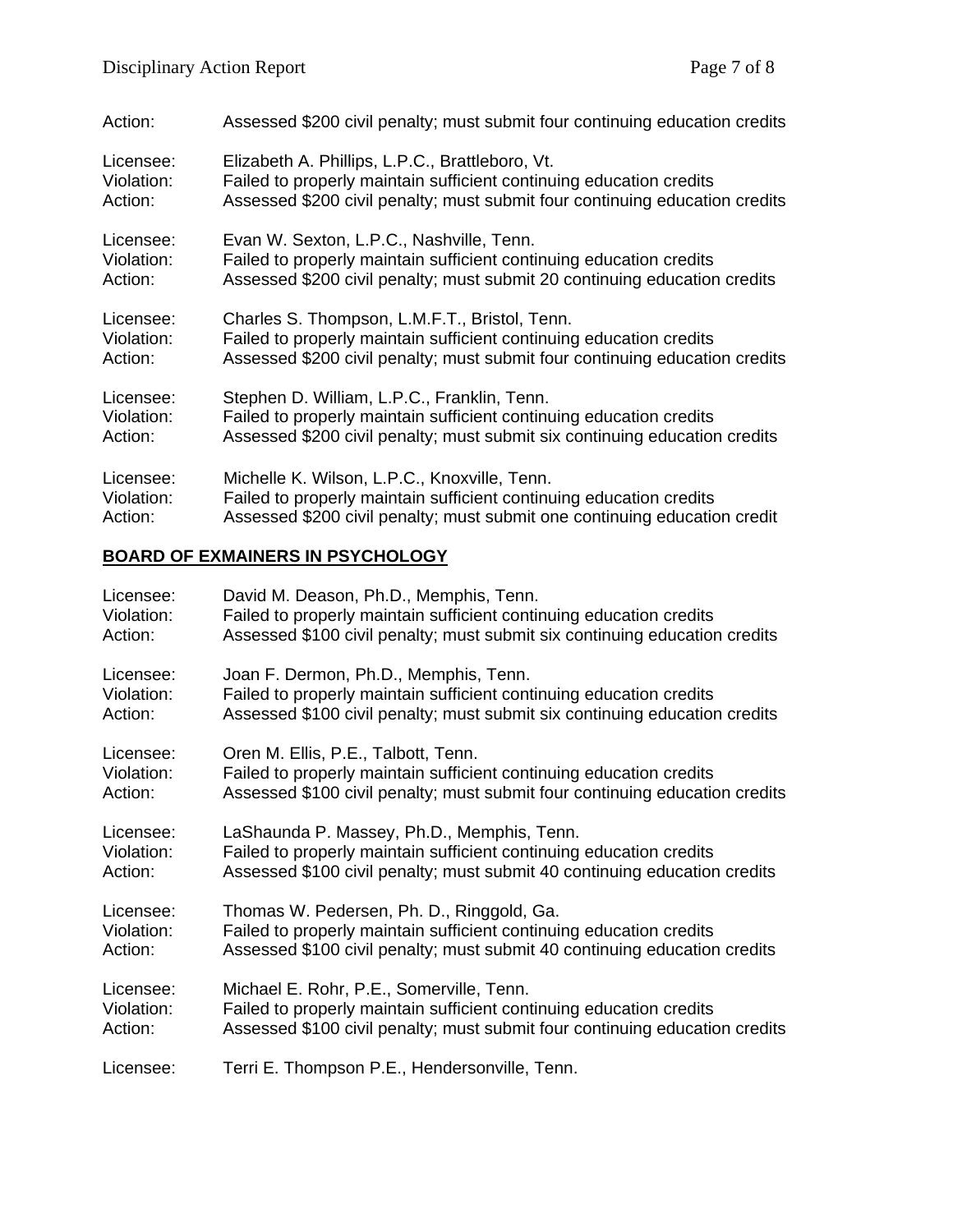Action: Assessed $200 civil penalty; must submit four continuing education credits

Licensee: Elizabeth A. Phillips, L.P.C., Brattleboro, Vt.
Violation: Failed to properly maintain sufficient continuing education credits
Action: Assessed $200 civil penalty; must submit four continuing education credits

Licensee: Evan W. Sexton, L.P.C., Nashville, Tenn.
Violation: Failed to properly maintain sufficient continuing education credits
Action: Assessed $200 civil penalty; must submit 20 continuing education credits

Licensee: Charles S. Thompson, L.M.F.T., Bristol, Tenn.
Violation: Failed to properly maintain sufficient continuing education credits
Action: Assessed $200 civil penalty; must submit four continuing education credits

Licensee: Stephen D. William, L.P.C., Franklin, Tenn.
Violation: Failed to properly maintain sufficient continuing education credits
Action: Assessed $200 civil penalty; must submit six continuing education credits

Licensee: Michelle K. Wilson, L.P.C., Knoxville, Tenn.
Violation: Failed to properly maintain sufficient continuing education credits
Action: Assessed $200 civil penalty; must submit one continuing education credit

## BOARD OF EXAMINERS IN PSYCHOLOGY

Licensee: David M. Deason, Ph.D., Memphis, Tenn.
Violation: Failed to properly maintain sufficient continuing education credits
Action: Assessed $100 civil penalty; must submit six continuing education credits

Licensee: Joan F. Dermon, Ph.D., Memphis, Tenn.
Violation: Failed to properly maintain sufficient continuing education credits
Action: Assessed $100 civil penalty; must submit six continuing education credits

Licensee: Oren M. Ellis, P.E., Talbott, Tenn.
Violation: Failed to properly maintain sufficient continuing education credits
Action: Assessed $100 civil penalty; must submit four continuing education credits

Licensee: LaShaunda P. Massey, Ph.D., Memphis, Tenn.
Violation: Failed to properly maintain sufficient continuing education credits
Action: Assessed $100 civil penalty; must submit 40 continuing education credits

Licensee: Thomas W. Pedersen, Ph. D., Ringgold, Ga.
Violation: Failed to properly maintain sufficient continuing education credits
Action: Assessed $100 civil penalty; must submit 40 continuing education credits

Licensee: Michael E. Rohr, P.E., Somerville, Tenn.
Violation: Failed to properly maintain sufficient continuing education credits
Action: Assessed $100 civil penalty; must submit four continuing education credits

Licensee: Terri E. Thompson P.E., Hendersonville, Tenn.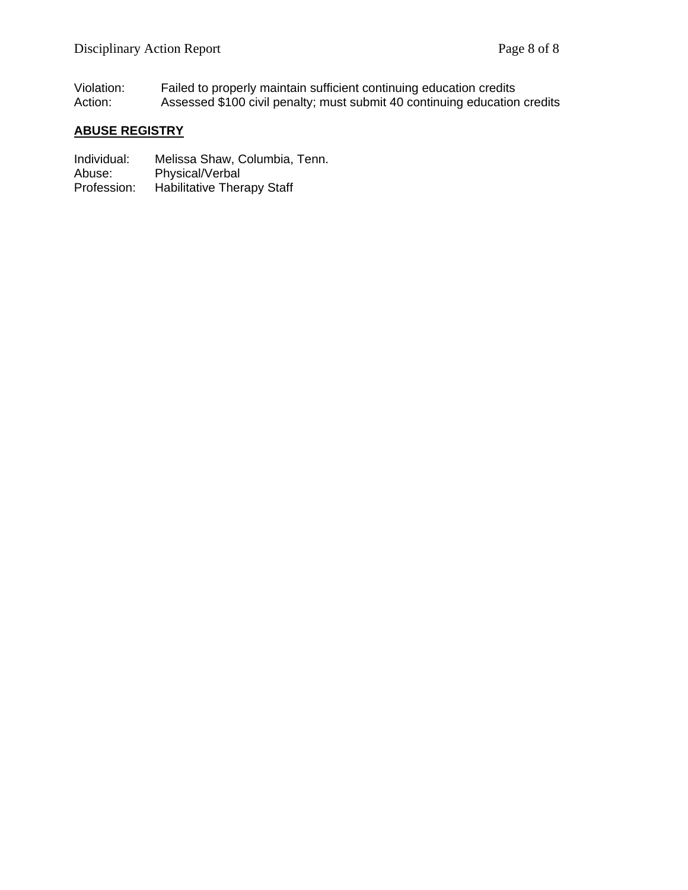Violation: Failed to properly maintain sufficient continuing education credits
Action: Assessed $100 civil penalty; must submit 40 continuing education credits

## ABUSE REGISTRY

Individual: Melissa Shaw, Columbia, Tenn.
Abuse: Physical/Verbal
Profession: Habilitative Therapy Staff